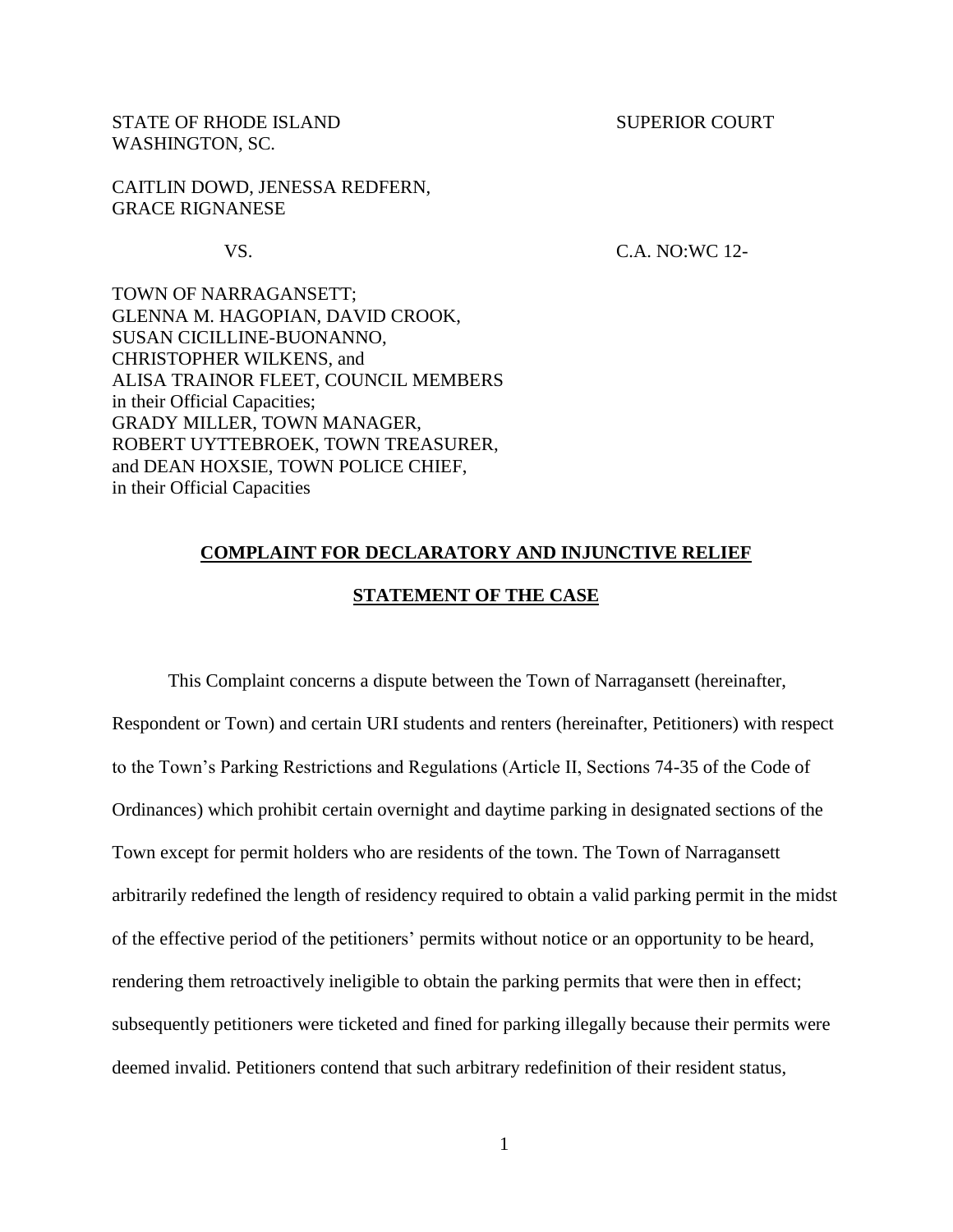STATE OF RHODE ISLAND SUPERIOR COURT
WASHINGTON, SC.

CAITLIN DOWD, JENESSA REDFERN,
GRACE RIGNANESE

VS. C.A. NO:WC 12-

TOWN OF NARRAGANSETT;
GLENNA M. HAGOPIAN, DAVID CROOK,
SUSAN CICILLINE-BUONANNO,
CHRISTOPHER WILKENS, and
ALISA TRAINOR FLEET, COUNCIL MEMBERS
in their Official Capacities;
GRADY MILLER, TOWN MANAGER,
ROBERT UYTTEBROEK, TOWN TREASURER,
and DEAN HOXSIE, TOWN POLICE CHIEF,
in their Official Capacities

## COMPLAINT FOR DECLARATORY AND INJUNCTIVE RELIEF

## STATEMENT OF THE CASE

This Complaint concerns a dispute between the Town of Narragansett (hereinafter, Respondent or Town) and certain URI students and renters (hereinafter, Petitioners) with respect to the Town's Parking Restrictions and Regulations (Article II, Sections 74-35 of the Code of Ordinances) which prohibit certain overnight and daytime parking in designated sections of the Town except for permit holders who are residents of the town. The Town of Narragansett arbitrarily redefined the length of residency required to obtain a valid parking permit in the midst of the effective period of the petitioners' permits without notice or an opportunity to be heard, rendering them retroactively ineligible to obtain the parking permits that were then in effect; subsequently petitioners were ticketed and fined for parking illegally because their permits were deemed invalid. Petitioners contend that such arbitrary redefinition of their resident status,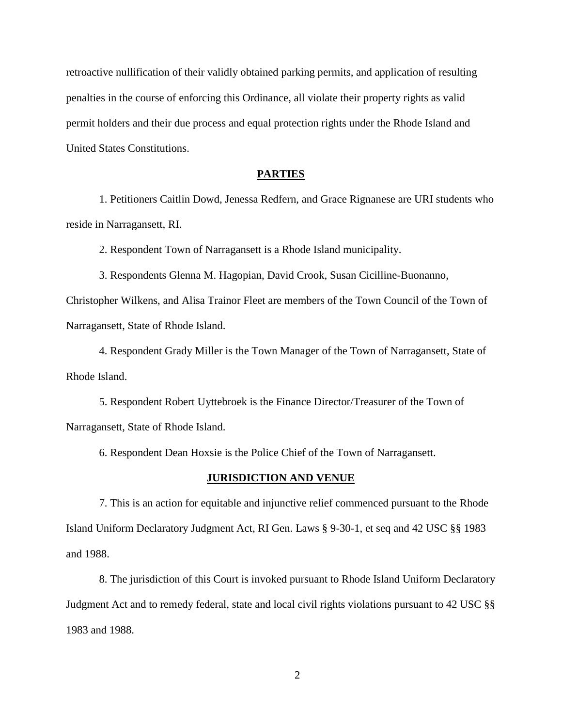retroactive nullification of their validly obtained parking permits, and application of resulting penalties in the course of enforcing this Ordinance, all violate their property rights as valid permit holders and their due process and equal protection rights under the Rhode Island and United States Constitutions.

## PARTIES

1. Petitioners Caitlin Dowd, Jenessa Redfern, and Grace Rignanese are URI students who reside in Narragansett, RI.

2. Respondent Town of Narragansett is a Rhode Island municipality.

3. Respondents Glenna M. Hagopian, David Crook, Susan Cicilline-Buonanno, Christopher Wilkens, and Alisa Trainor Fleet are members of the Town Council of the Town of Narragansett, State of Rhode Island.

4. Respondent Grady Miller is the Town Manager of the Town of Narragansett, State of Rhode Island.

5. Respondent Robert Uyttebroek is the Finance Director/Treasurer of the Town of Narragansett, State of Rhode Island.

6. Respondent Dean Hoxsie is the Police Chief of the Town of Narragansett.

## JURISDICTION AND VENUE

7. This is an action for equitable and injunctive relief commenced pursuant to the Rhode Island Uniform Declaratory Judgment Act, RI Gen. Laws § 9-30-1, et seq and 42 USC §§ 1983 and 1988.

8. The jurisdiction of this Court is invoked pursuant to Rhode Island Uniform Declaratory Judgment Act and to remedy federal, state and local civil rights violations pursuant to 42 USC §§ 1983 and 1988.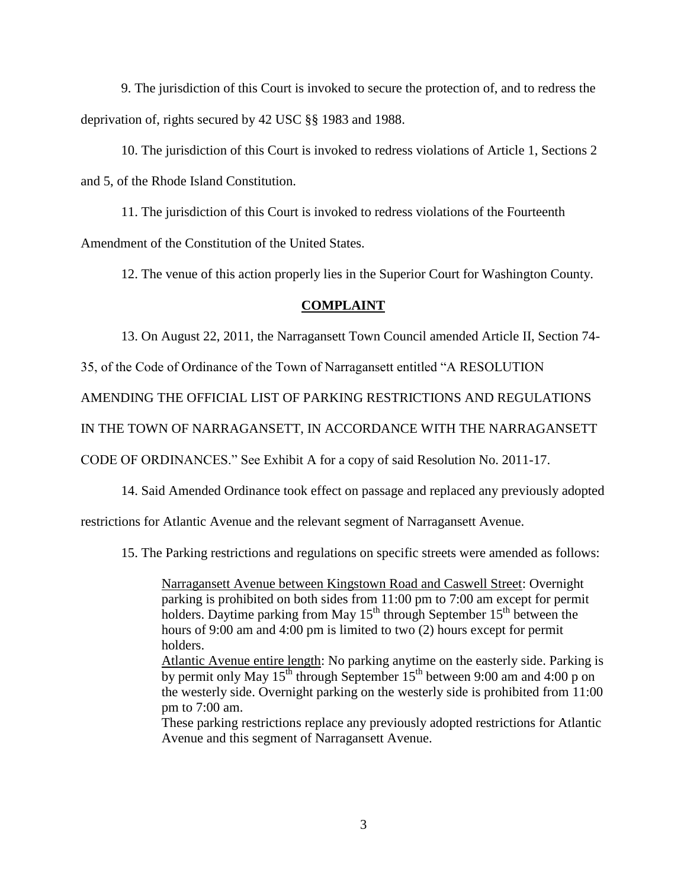9. The jurisdiction of this Court is invoked to secure the protection of, and to redress the deprivation of, rights secured by 42 USC §§ 1983 and 1988.

10. The jurisdiction of this Court is invoked to redress violations of Article 1, Sections 2 and 5, of the Rhode Island Constitution.

11. The jurisdiction of this Court is invoked to redress violations of the Fourteenth Amendment of the Constitution of the United States.

12. The venue of this action properly lies in the Superior Court for Washington County.

## **COMPLAINT**

13. On August 22, 2011, the Narragansett Town Council amended Article II, Section 74-35, of the Code of Ordinance of the Town of Narragansett entitled "A RESOLUTION AMENDING THE OFFICIAL LIST OF PARKING RESTRICTIONS AND REGULATIONS IN THE TOWN OF NARRAGANSETT, IN ACCORDANCE WITH THE NARRAGANSETT CODE OF ORDINANCES." See Exhibit A for a copy of said Resolution No. 2011-17.

14. Said Amended Ordinance took effect on passage and replaced any previously adopted restrictions for Atlantic Avenue and the relevant segment of Narragansett Avenue.

15. The Parking restrictions and regulations on specific streets were amended as follows:

> Narragansett Avenue between Kingstown Road and Caswell Street: Overnight parking is prohibited on both sides from 11:00 pm to 7:00 am except for permit holders. Daytime parking from May 15th through September 15th between the hours of 9:00 am and 4:00 pm is limited to two (2) hours except for permit holders.
>
> Atlantic Avenue entire length: No parking anytime on the easterly side. Parking is by permit only May 15th through September 15th between 9:00 am and 4:00 p on the westerly side. Overnight parking on the westerly side is prohibited from 11:00 pm to 7:00 am.
>
> These parking restrictions replace any previously adopted restrictions for Atlantic Avenue and this segment of Narragansett Avenue.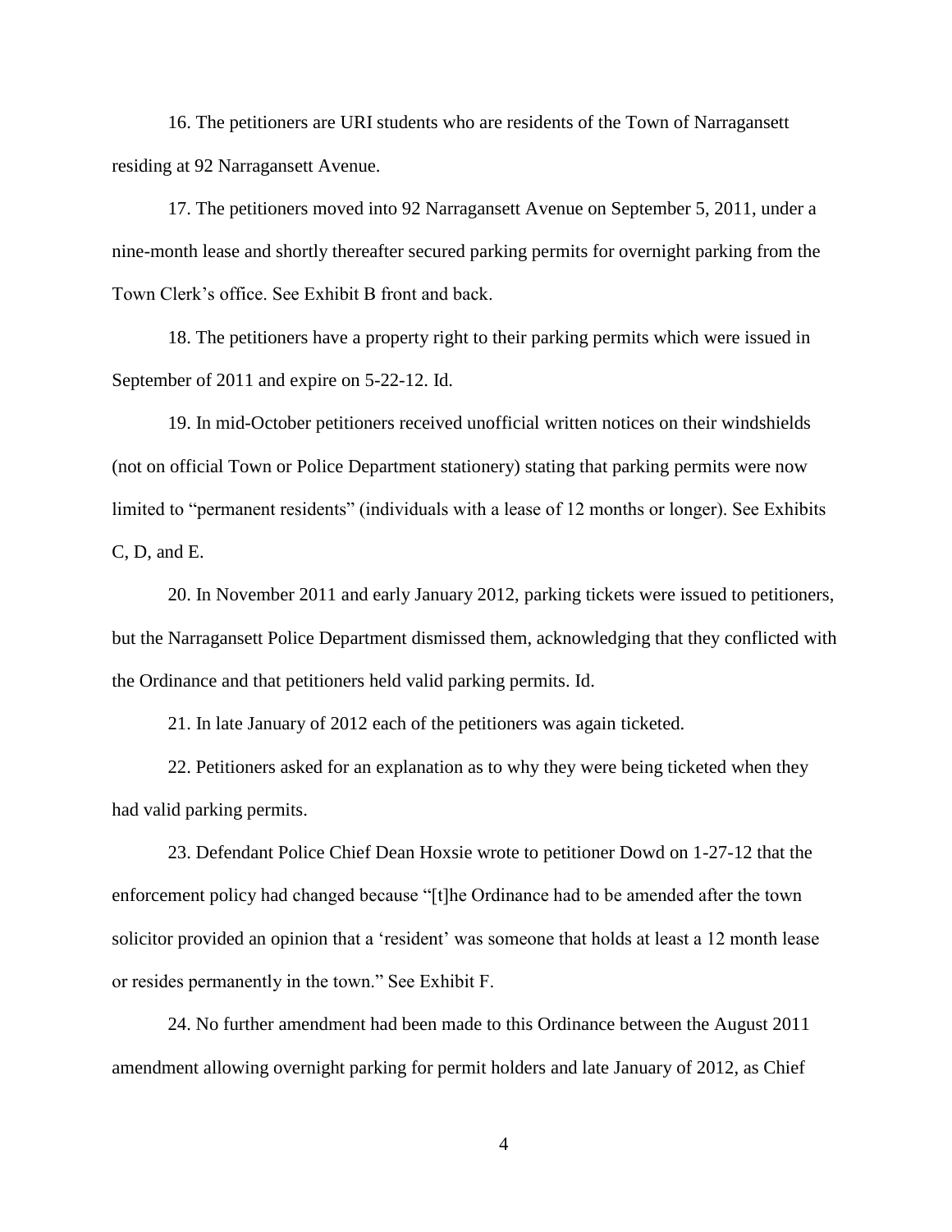16. The petitioners are URI students who are residents of the Town of Narragansett residing at 92 Narragansett Avenue.

17. The petitioners moved into 92 Narragansett Avenue on September 5, 2011, under a nine-month lease and shortly thereafter secured parking permits for overnight parking from the Town Clerk's office. See Exhibit B front and back.

18. The petitioners have a property right to their parking permits which were issued in September of 2011 and expire on 5-22-12. Id.

19. In mid-October petitioners received unofficial written notices on their windshields (not on official Town or Police Department stationery) stating that parking permits were now limited to "permanent residents" (individuals with a lease of 12 months or longer). See Exhibits C, D, and E.

20. In November 2011 and early January 2012, parking tickets were issued to petitioners, but the Narragansett Police Department dismissed them, acknowledging that they conflicted with the Ordinance and that petitioners held valid parking permits. Id.

21. In late January of 2012 each of the petitioners was again ticketed.

22. Petitioners asked for an explanation as to why they were being ticketed when they had valid parking permits.

23. Defendant Police Chief Dean Hoxsie wrote to petitioner Dowd on 1-27-12 that the enforcement policy had changed because "[t]he Ordinance had to be amended after the town solicitor provided an opinion that a 'resident' was someone that holds at least a 12 month lease or resides permanently in the town." See Exhibit F.

24. No further amendment had been made to this Ordinance between the August 2011 amendment allowing overnight parking for permit holders and late January of 2012, as Chief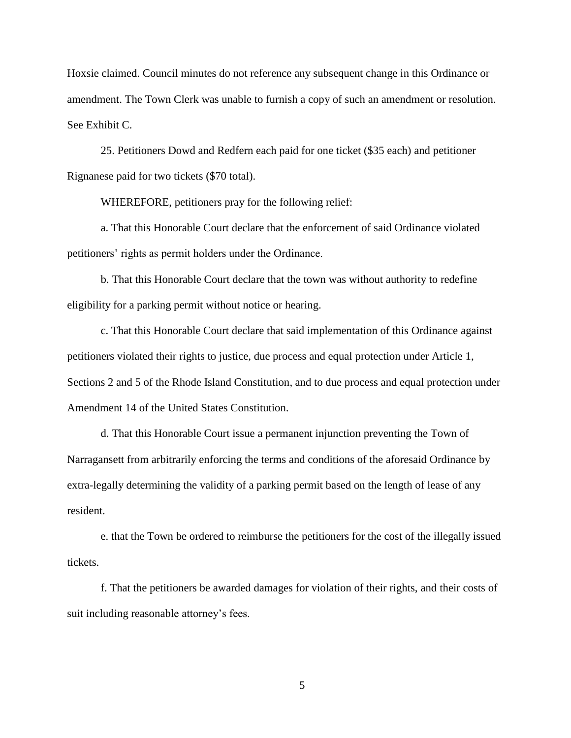Hoxsie claimed. Council minutes do not reference any subsequent change in this Ordinance or amendment. The Town Clerk was unable to furnish a copy of such an amendment or resolution. See Exhibit C.

25. Petitioners Dowd and Redfern each paid for one ticket ($35 each) and petitioner Rignanese paid for two tickets ($70 total).

WHEREFORE, petitioners pray for the following relief:

a. That this Honorable Court declare that the enforcement of said Ordinance violated petitioners' rights as permit holders under the Ordinance.

b. That this Honorable Court declare that the town was without authority to redefine eligibility for a parking permit without notice or hearing.

c. That this Honorable Court declare that said implementation of this Ordinance against petitioners violated their rights to justice, due process and equal protection under Article 1, Sections 2 and 5 of the Rhode Island Constitution, and to due process and equal protection under Amendment 14 of the United States Constitution.

d. That this Honorable Court issue a permanent injunction preventing the Town of Narragansett from arbitrarily enforcing the terms and conditions of the aforesaid Ordinance by extra-legally determining the validity of a parking permit based on the length of lease of any resident.

e. that the Town be ordered to reimburse the petitioners for the cost of the illegally issued tickets.

f. That the petitioners be awarded damages for violation of their rights, and their costs of suit including reasonable attorney's fees.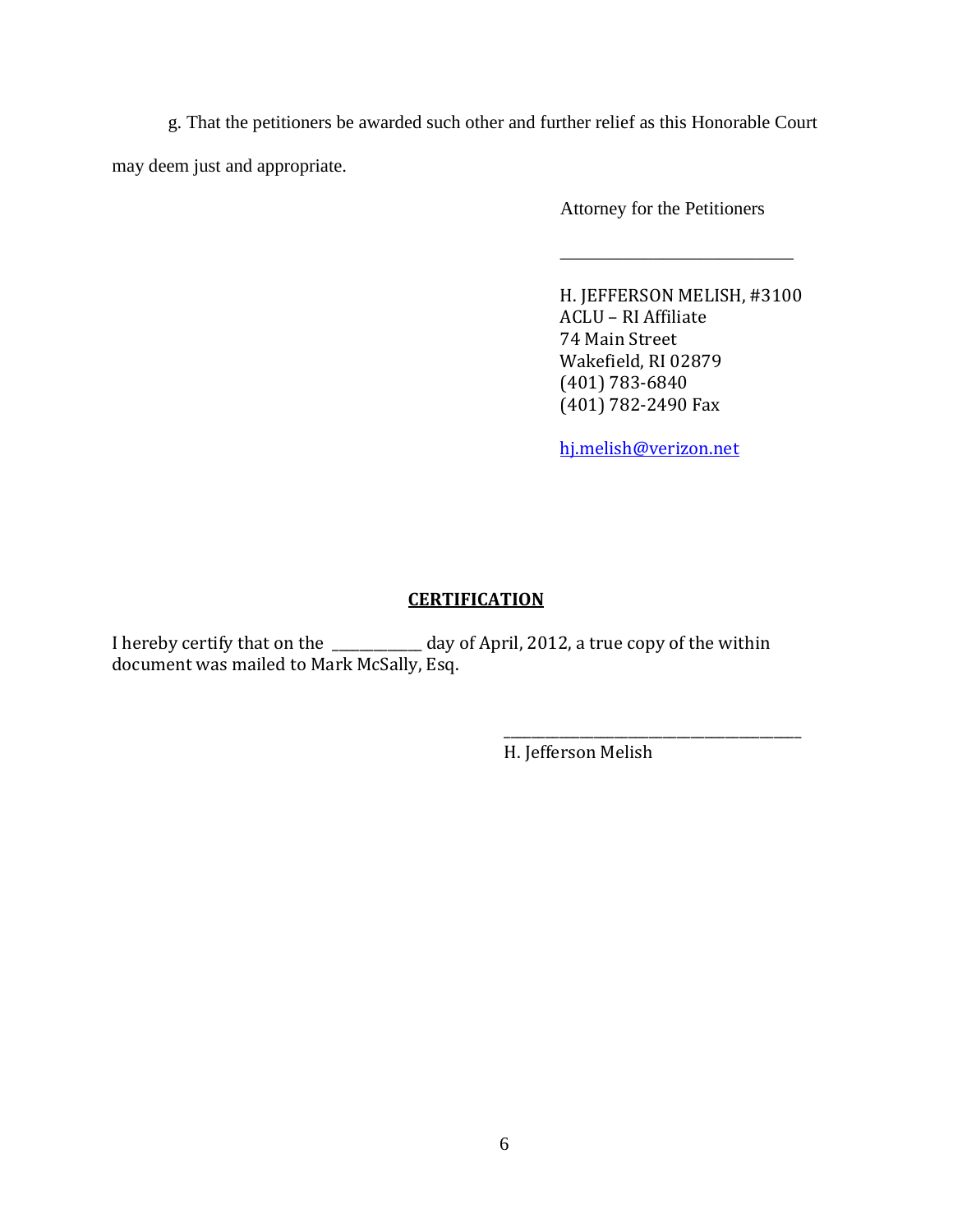g. That the petitioners be awarded such other and further relief as this Honorable Court may deem just and appropriate.

Attorney for the Petitioners

\_\_\_\_\_\_\_\_\_\_\_\_\_\_\_\_\_\_\_\_\_\_\_\_\_\_\_\_

H. JEFFERSON MELISH, #3100
ACLU – RI Affiliate
74 Main Street
Wakefield, RI 02879
(401) 783-6840
(401) 782-2490 Fax

hj.melish@verizon.net

## CERTIFICATION

I hereby certify that on the \_\_\_\_\_\_\_\_\_\_\_\_ day of April, 2012, a true copy of the within document was mailed to Mark McSally, Esq.

\_\_\_\_\_\_\_\_\_\_\_\_\_\_\_\_\_\_\_\_\_\_\_\_\_\_\_\_\_\_\_\_\_\_\_\_\_\_\_
H. Jefferson Melish